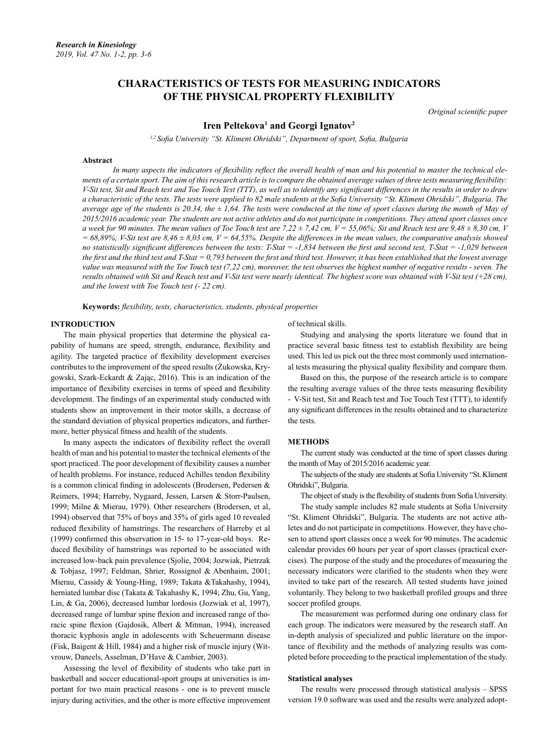# CHARACTERISTICS OF TESTS FOR MEASURING INDICATORS OF THE PHYSICAL PROPERTY FLEXIBILITY

*Original scientific paper*

**Iren Peltekova[1] and Georgi Ignatov[2]**

*[1,2] Sofia University "St. Kliment Ohridski", Department of sport, Sofia, Bulgaria*

### Abstract

*In many aspects the indicators of flexibility reflect the overall health of man and his potential to master the technical elements of a certain sport. The aim of this research article is to compare the obtained average values of three tests measuring flexibility: V-Sit test, Sit and Reach test and Toe Touch Test (TTT), as well as to identify any significant differences in the results in order to draw a characteristic of the tests. The tests were applied to 82 male students at the Sofia University "St. Kliment Ohridski", Bulgaria. The average age of the students is 20.34, the ± 1,64. The tests were conducted at the time of sport classes during the month of May of 2015/2016 academic year. The students are not active athletes and do not participate in competitions. They attend sport classes once a week for 90 minutes. The mean values of Toe Touch test are 7,22 ± 7,42 cm, V = 55,06%; Sit and Reach test are 9,48 ± 8,30 cm, V = 68,89%; V-Sit test are 8,46 ± 8,03 cm, V = 64,55%. Despite the differences in the mean values, the comparative analysis showed no statistically significant differences between the tests: T-Stat = -1,834 between the first and second test, T-Stat = -1,029 between the first and the third test and T-Stat = 0,793 between the first and third test. However, it has been established that the lowest average value was measured with the Toe Touch test (7,22 cm), moreover, the test observes the highest number of negative results - seven. The results obtained with Sit and Reach test and V-Sit test were nearly identical. The highest score was obtained with V-Sit test (+28 cm), and the lowest with Toe Touch test (- 22 cm).*

**Keywords:** *flexibility, tests, characteristics, students, physical properties*

## INTRODUCTION

The main physical properties that determine the physical capability of humans are speed, strength, endurance, flexibility and agility. The targeted practice of flexibility development exercises contributes to the improvement of the speed results (Żukowska, Krygowski, Szark-Eckardt & Zając, 2016). This is an indication of the importance of flexibility exercises in terms of speed and flexibility development. The findings of an experimental study conducted with students show an improvement in their motor skills, a decrease of the standard deviation of physical properties indicators, and furthermore, better physical fitness and health of the students.

In many aspects the indicators of flexibility reflect the overall health of man and his potential to master the technical elements of the sport practiced. The poor development of flexibility causes a number of health problems. For instance, reduced Achilles tendon flexibility is a common clinical finding in adolescents (Brodersen, Pedersen & Reimers, 1994; Harreby, Nygaard, Jessen, Larsen & Storr-Paulsen, 1999; Milne & Mierau, 1979). Other researchers (Brodersen, et al, 1994) observed that 75% of boys and 35% of girls aged 10 revealed reduced flexibility of hamstrings. The researchers of Harreby et al (1999) confirmed this observation in 15- to 17-year-old boys. Reduced flexibility of hamstrings was reported to be associated with increased low-back pain prevalence (Sjolie, 2004; Jozwiak, Pietrzak & Tobjasz, 1997; Feldman, Shrier, Rossignol & Abenhaim, 2001; Mierau, Cassidy & Young-Hing, 1989; Takata & Takahashy, 1994), herniated lumbar disc (Takata & Takahashy K, 1994; Zhu, Gu, Yang, Lin, & Ga, 2006), decreased lumbar lordosis (Jozwiak et al, 1997), decreased range of lumbar spine flexion and increased range of thoracic spine flexion (Gajdosik, Albert & Mitman, 1994), increased thoracic kyphosis angle in adolescents with Scheuermann disease (Fisk, Baigent & Hill, 1984) and a higher risk of muscle injury (Witvrouw, Daneels, Asselman, D'Have & Cambier, 2003).

Assessing the level of flexibility of students who take part in basketball and soccer educational-sport groups at universities is important for two main practical reasons - one is to prevent muscle injury during activities, and the other is more effective improvement of technical skills.

Studying and analysing the sports literature we found that in practice several basic fitness test to establish flexibility are being used. This led us pick out the three most commonly used international tests measuring the physical quality flexibility and compare them.

Based on this, the purpose of the research article is to compare the resulting average values of the three tests measuring flexibility - V-Sit test, Sit and Reach test and Toe Touch Test (TTT), to identify any significant differences in the results obtained and to characterize the tests.

## METHODS

The current study was conducted at the time of sport classes during the month of May of 2015/2016 academic year.

The subjects of the study are students at Sofia University "St. Kliment Ohridski", Bulgaria.

The object of study is the flexibility of students from Sofia University.

The study sample includes 82 male students at Sofia University "St. Kliment Ohridski", Bulgaria. The students are not active athletes and do not participate in competitions. However, they have chosen to attend sport classes once a week for 90 minutes. The academic calendar provides 60 hours per year of sport classes (practical exercises). The purpose of the study and the procedures of measuring the necessary indicators were clarified to the students when they were invited to take part of the research. All tested students have joined voluntarily. They belong to two basketball profiled groups and three soccer profiled groups.

The measurement was performed during one ordinary class for each group. The indicators were measured by the research staff. An in-depth analysis of specialized and public literature on the importance of flexibility and the methods of analyzing results was completed before proceeding to the practical implementation of the study.

### Statistical analyses

The results were processed through statistical analysis – SPSS version 19.0 software was used and the results were analyzed adopt-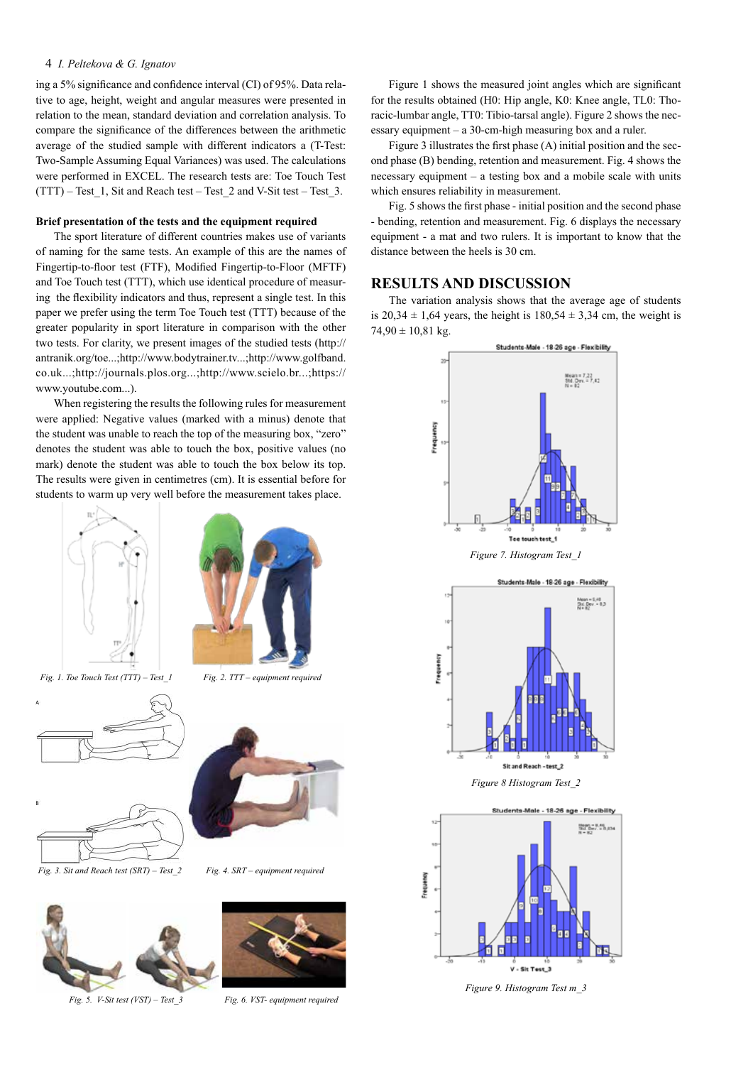ing a 5% significance and confidence interval (CI) of 95%. Data relative to age, height, weight and angular measures were presented in relation to the mean, standard deviation and correlation analysis. To compare the significance of the differences between the arithmetic average of the studied sample with different indicators a (T-Test: Two-Sample Assuming Equal Variances) was used. The calculations were performed in EXCEL. The research tests are: Toe Touch Test (TTT) – Test_1, Sit and Reach test – Test_2 and V-Sit test – Test_3.

**Brief presentation of the tests and the equipment required**

The sport literature of different countries makes use of variants of naming for the same tests. An example of this are the names of Fingertip-to-floor test (FTF), Modified Fingertip-to-Floor (MFTF) and Toe Touch test (TTT), which use identical procedure of measuring the flexibility indicators and thus, represent a single test. In this paper we prefer using the term Toe Touch test (TTT) because of the greater popularity in sport literature in comparison with the other two tests. For clarity, we present images of the studied tests (http://antranik.org/toe...;http://www.bodytrainer.tv...;http://www.golfband.co.uk...;http://journals.plos.org...;http://www.scielo.br...;https://www.youtube.com...).

When registering the results the following rules for measurement were applied: Negative values (marked with a minus) denote that the student was unable to reach the top of the measuring box, "zero" denotes the student was able to touch the box, positive values (no mark) denote the student was able to touch the box below its top. The results were given in centimetres (cm). It is essential before for students to warm up very well before the measurement takes place.

*Fig. 1. Toe Touch Test (TTT) – Test_1*

*Fig. 2. TTT – equipment required*

*Fig. 3. Sit and Reach test (SRT) – Test_2*

*Fig. 4. SRT – equipment required*

*Fig. 5. V-Sit test (VST) – Test_3*

*Fig. 6. VST- equipment required*

Figure 1 shows the measured joint angles which are significant for the results obtained (H0: Hip angle, K0: Knee angle, TL0: Thoracic-lumbar angle, TT0: Tibio-tarsal angle). Figure 2 shows the necessary equipment – a 30-cm-high measuring box and a ruler.

Figure 3 illustrates the first phase (A) initial position and the second phase (B) bending, retention and measurement. Fig. 4 shows the necessary equipment – a testing box and a mobile scale with units which ensures reliability in measurement.

Fig. 5 shows the first phase - initial position and the second phase - bending, retention and measurement. Fig. 6 displays the necessary equipment - a mat and two rulers. It is important to know that the distance between the heels is 30 cm.

## RESULTS AND DISCUSSION

The variation analysis shows that the average age of students is 20,34 ± 1,64 years, the height is 180,54 ± 3,34 cm, the weight is 74,90 ± 10,81 kg.

*Figure 7. Histogram Test_1*

*Figure 8 Histogram Test_2*

*Figure 9. Histogram Test m_3*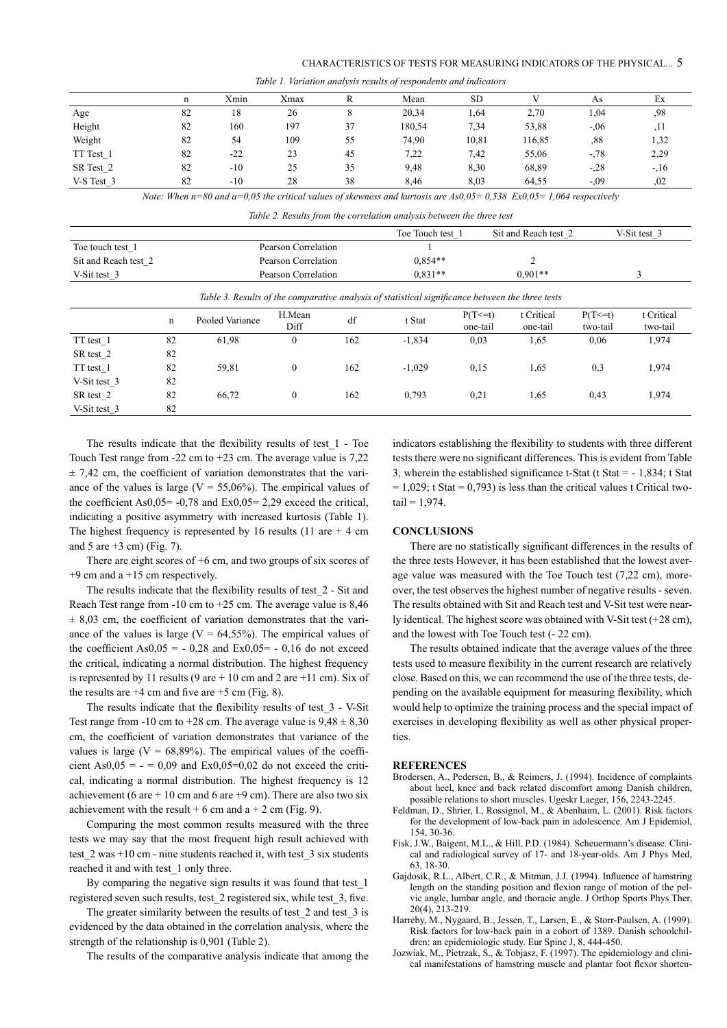*Table 1. Variation analysis results of respondents and indicators*

| | n | Xmin | Xmax | R | Mean | SD | V | As | Ex |
|---|---|---|---|---|---|---|---|---|---|
| Age | 82 | 18 | 26 | 8 | 20,34 | 1,64 | 2,70 | 1,04 | ,98 |
| Height | 82 | 160 | 197 | 37 | 180,54 | 7,34 | 53,88 | -,06 | ,11 |
| Weight | 82 | 54 | 109 | 55 | 74,90 | 10,81 | 116,85 | ,88 | 1,32 |
| TT Test_1 | 82 | -22 | 23 | 45 | 7,22 | 7,42 | 55,06 | -,78 | 2,29 |
| SR Test_2 | 82 | -10 | 25 | 35 | 9,48 | 8,30 | 68,89 | -,28 | -,16 |
| V-S Test_3 | 82 | -10 | 28 | 38 | 8,46 | 8,03 | 64,55 | -,09 | ,02 |

*Note: When n=80 and a=0,05 the critical values of skewness and kurtosis are As0,05= 0,538 Ex0,05= 1,064 respectively*

*Table 2. Results from the correlation analysis between the three test*

| | | Toe Touch test_1 | Sit and Reach test_2 | V-Sit test_3 |
|---|---|---|---|---|
| Toe touch test_1 | Pearson Correlation | 1 | | |
| Sit and Reach test_2 | Pearson Correlation | 0,854** | 2 | |
| V-Sit test_3 | Pearson Correlation | 0,831** | 0,901** | 3 |

*Table 3. Results of the comparative analysis of statistical significance between the three tests*

| | n | Pooled Variance | H.Mean Diff | df | t Stat | P(T<=t) one-tail | t Critical one-tail | P(T<=t) two-tail | t Critical two-tail |
|---|---|---|---|---|---|---|---|---|---|
| TT test_1 | 82 | 61,98 | 0 | 162 | -1,834 | 0,03 | 1,65 | 0,06 | 1,974 |
| SR test_2 | 82 | | | | | | | | |
| TT test_1 | 82 | 59,81 | 0 | 162 | -1,029 | 0,15 | 1,65 | 0,3 | 1,974 |
| V-Sit test_3 | 82 | | | | | | | | |
| SR test_2 | 82 | 66,72 | 0 | 162 | 0,793 | 0,21 | 1,65 | 0,43 | 1,974 |
| V-Sit test_3 | 82 | | | | | | | | |

The results indicate that the flexibility results of test_1 - Toe Touch Test range from -22 cm to +23 cm. The average value is 7,22 ± 7,42 cm, the coefficient of variation demonstrates that the variance of the values is large (V = 55,06%). The empirical values of the coefficient As0,05= -0,78 and Ex0,05= 2,29 exceed the critical, indicating a positive asymmetry with increased kurtosis (Table 1). The highest frequency is represented by 16 results (11 are + 4 cm and 5 are +3 cm) (Fig. 7).

There are eight scores of +6 cm, and two groups of six scores of +9 cm and a +15 cm respectively.

The results indicate that the flexibility results of test_2 - Sit and Reach Test range from -10 cm to +25 cm. The average value is 8,46 ± 8,03 cm, the coefficient of variation demonstrates that the variance of the values is large (V = 64,55%). The empirical values of the coefficient As0,05 = - 0,28 and Ex0,05= - 0,16 do not exceed the critical, indicating a normal distribution. The highest frequency is represented by 11 results (9 are + 10 cm and 2 are +11 cm). Six of the results are +4 cm and five are +5 cm (Fig. 8).

The results indicate that the flexibility results of test_3 - V-Sit Test range from -10 cm to +28 cm. The average value is 9,48 ± 8,30 cm, the coefficient of variation demonstrates that variance of the values is large (V = 68,89%). The empirical values of the coefficient As0,05 = - = 0,09 and Ex0,05=0,02 do not exceed the critical, indicating a normal distribution. The highest frequency is 12 achievement (6 are + 10 cm and 6 are +9 cm). There are also two six achievement with the result + 6 cm and a + 2 cm (Fig. 9).

Comparing the most common results measured with the three tests we may say that the most frequent high result achieved with test_2 was +10 cm - nine students reached it, with test_3 six students reached it and with test_1 only three.

By comparing the negative sign results it was found that test_1 registered seven such results, test_2 registered six, while test_3, five.

The greater similarity between the results of test_2 and test_3 is evidenced by the data obtained in the correlation analysis, where the strength of the relationship is 0,901 (Table 2).

The results of the comparative analysis indicate that among the indicators establishing the flexibility to students with three different tests there were no significant differences. This is evident from Table 3, wherein the established significance t-Stat (t Stat = - 1,834; t Stat = 1,029; t Stat = 0,793) is less than the critical values t Critical two-tail = 1,974.

## CONCLUSIONS

There are no statistically significant differences in the results of the three tests However, it has been established that the lowest average value was measured with the Toe Touch test (7,22 cm), moreover, the test observes the highest number of negative results - seven. The results obtained with Sit and Reach test and V-Sit test were nearly identical. The highest score was obtained with V-Sit test (+28 cm), and the lowest with Toe Touch test (- 22 cm).

The results obtained indicate that the average values of the three tests used to measure flexibility in the current research are relatively close. Based on this, we can recommend the use of the three tests, depending on the available equipment for measuring flexibility, which would help to optimize the training process and the special impact of exercises in developing flexibility as well as other physical properties.

## REFERENCES

Brodersen, A., Pedersen, B., & Reimers, J. (1994). Incidence of complaints about heel, knee and back related discomfort among Danish children, possible relations to short muscles. Ugeskr Laeger, 156, 2243-2245.

Feldman, D., Shrier, I., Rossignol, M., & Abenhaim, L. (2001). Risk factors for the development of low-back pain in adolescence. Am J Epidemiol, 154, 30-36.

Fisk, J.W., Baigent, M.L., & Hill, P.D. (1984). Scheuermann's disease. Clinical and radiological survey of 17- and 18-year-olds. Am J Phys Med, 63, 18-30.

Gajdosik, R.L., Albert, C.R., & Mitman, J.J. (1994). Influence of hamstring length on the standing position and flexion range of motion of the pelvic angle, lumbar angle, and thoracic angle. J Orthop Sports Phys Ther, 20(4), 213-219.

Harreby, M., Nygaard, B., Jessen, T., Larsen, E., & Storr-Paulsen, A. (1999). Risk factors for low-back pain in a cohort of 1389. Danish schoolchildren: an epidemiologic study. Eur Spine J, 8, 444-450.

Jozwiak, M., Pietrzak, S., & Tobjasz, F. (1997). The epidemiology and clinical manifestations of hamstring muscle and plantar foot flexor shorten-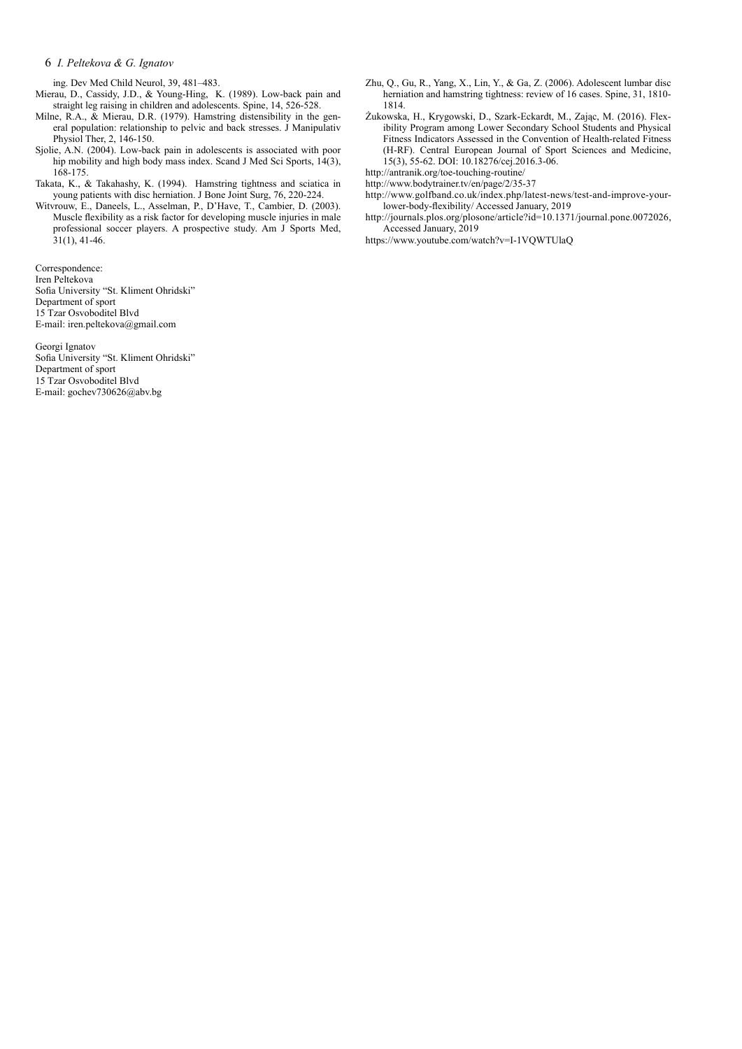ing. Dev Med Child Neurol, 39, 481–483.

Mierau, D., Cassidy, J.D., & Young-Hing, K. (1989). Low-back pain and straight leg raising in children and adolescents. Spine, 14, 526-528.

Milne, R.A., & Mierau, D.R. (1979). Hamstring distensibility in the general population: relationship to pelvic and back stresses. J Manipulativ Physiol Ther, 2, 146-150.

Sjolie, A.N. (2004). Low-back pain in adolescents is associated with poor hip mobility and high body mass index. Scand J Med Sci Sports, 14(3), 168-175.

Takata, K., & Takahashy, K. (1994). Hamstring tightness and sciatica in young patients with disc herniation. J Bone Joint Surg, 76, 220-224.

Witvrouw, E., Daneels, L., Asselman, P., D'Have, T., Cambier, D. (2003). Muscle flexibility as a risk factor for developing muscle injuries in male professional soccer players. A prospective study. Am J Sports Med, 31(1), 41-46.

Zhu, Q., Gu, R., Yang, X., Lin, Y., & Ga, Z. (2006). Adolescent lumbar disc herniation and hamstring tightness: review of 16 cases. Spine, 31, 1810-1814.

Żukowska, H., Krygowski, D., Szark-Eckardt, M., Zając, M. (2016). Flexibility Program among Lower Secondary School Students and Physical Fitness Indicators Assessed in the Convention of Health-related Fitness (H-RF). Central European Journal of Sport Sciences and Medicine, 15(3), 55-62. DOI: 10.18276/cej.2016.3-06.

http://antranik.org/toe-touching-routine/

http://www.bodytrainer.tv/en/page/2/35-37

http://www.golfband.co.uk/index.php/latest-news/test-and-improve-your-lower-body-flexibility/ Accessed January, 2019

http://journals.plos.org/plosone/article?id=10.1371/journal.pone.0072026, Accessed January, 2019

https://www.youtube.com/watch?v=I-1VQWTUlaQ

Correspondence:
Iren Peltekova
Sofia University "St. Kliment Ohridski"
Department of sport
15 Tzar Osvoboditel Blvd
E-mail: iren.peltekova@gmail.com

Georgi Ignatov
Sofia University "St. Kliment Ohridski"
Department of sport
15 Tzar Osvoboditel Blvd
E-mail: gochev730626@abv.bg